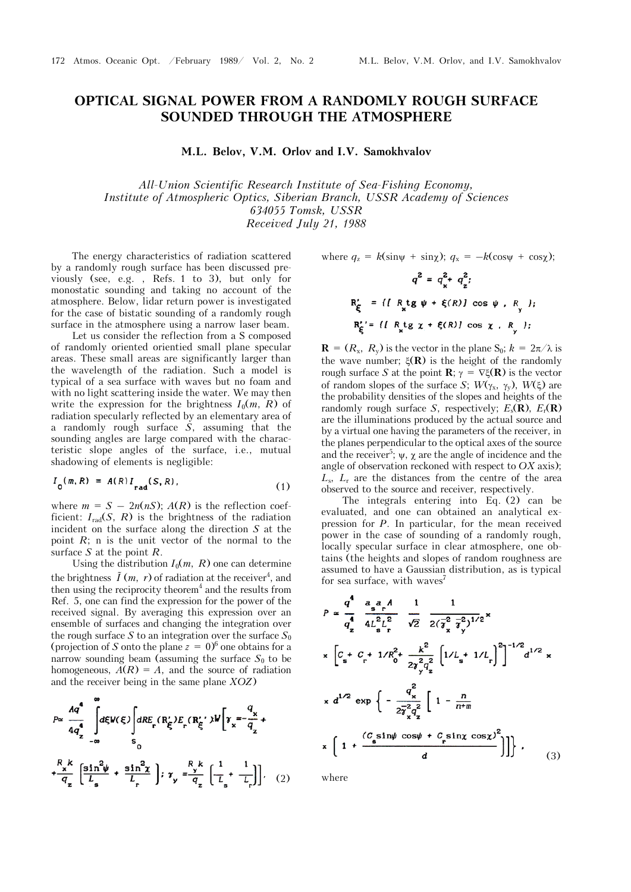# OPTICAL SIGNAL POWER FROM A RANDOMLY ROUGH SURFACE SOUNDED THROUGH THE ATMOSPHERE

**M.L. Belov, V.M. Orlov and I.V. Samokhvalov**

*All-Union Scientific Research Institute of Sea-Fishing Economy,*
*Institute of Atmospheric Optics, Siberian Branch, USSR Academy of Sciences*
*634055 Tomsk, USSR*
*Received July 21, 1988*

The energy characteristics of radiation scattered by a randomly rough surface has been discussed previously (see, e.g. , Refs. 1 to 3), but only for monostatic sounding and taking no account of the atmosphere. Below, lidar return power is investigated for the case of bistatic sounding of a randomly rough surface in the atmosphere using a narrow laser beam.

Let us consider the reflection from a S composed of randomly oriented orientied small plane specular areas. These small areas are significantly larger than the wavelength of the radiation. Such a model is typical of a sea surface with waves but no foam and with no light scattering inside the water. We may then write the expression for the brightness $I_0(m, R)$ of radiation specularly reflected by an elementary area of a randomly rough surface $S$, assuming that the sounding angles are large compared with the characteristic slope angles of the surface, i.e., mutual shadowing of elements is negligible:

$$I_0(m, R) = A(R) I_{rad}(S, R), \tag{1}$$

where $m = S - 2n(nS)$; $A(R)$ is the reflection coefficient: $I_{rad}(S, R)$ is the brightness of the radiation incident on the surface along the direction $S$ at the point $R$; n is the unit vector of the normal to the surface $S$ at the point $R$.

Using the distribution $I_0(m, R)$ one can determine the brightness $\tilde{I}(m, r)$ of radiation at the receiver[4], and then using the reciprocity theorem[4] and the results from Ref. 5, one can find the expression for the power of the received signal. By averaging this expression over an ensemble of surfaces and changing the integration over the rough surface $S$ to an integration over the surface $S_0$ (projection of $S$ onto the plane $z = 0$)[6] one obtains for a narrow sounding beam (assuming the surface $S_0$ to be homogeneous, $A(R) = A$, and the source of radiation and the receiver being in the same plane $XOZ$)

$$P \simeq \frac{Aq^4}{4q_z^4} \int_{-\infty}^{\infty} d\xi W(\xi) \int_{S_0} dR E_r(\mathbf{R}'_\xi) E_r(\mathbf{R}''_\xi) W\left[\gamma_x = -\frac{q_x}{q_z} + \frac{R_x k}{q_z}\left[\frac{\sin^2\psi}{L_s} + \frac{\sin^2\chi}{L_r}\right];\ \gamma_y = \frac{R_y k}{q_z}\left[\frac{1}{L_s} + \frac{1}{L_r}\right]\right], \tag{2}$$

where $q_z = k(\sin\psi + \sin\chi)$; $q_x = -k(\cos\psi + \cos\chi)$;

$$q^2 = q_x^2 + q_z^2;$$

$$\mathbf{R}'_\xi = \{[R_x \operatorname{tg}\psi + \xi(R)] \cos\psi,\ R_y\};$$

$$\mathbf{R}''_\xi = \{[R_x \operatorname{tg}\chi + \xi(R)] \cos\chi,\ R_y\};$$

$\mathbf{R} = (R_x, R_y)$ is the vector in the plane $S_0$; $k = 2\pi/\lambda$ is the wave number; $\xi(\mathbf{R})$ is the height of the randomly rough surface $S$ at the point $\mathbf{R}$; $\gamma = \nabla\xi(\mathbf{R})$ is the vector of random slopes of the surface $S$; $W(\gamma_x, \gamma_y)$, $W(\xi)$ are the probability densities of the slopes and heights of the randomly rough surface $S$, respectively; $E_s(\mathbf{R})$, $E_r(\mathbf{R})$ are the illuminations produced by the actual source and by a virtual one having the parameters of the receiver, in the planes perpendicular to the optical axes of the source and the receiver[5]; $\psi$, $\chi$ are the angle of incidence and the angle of observation reckoned with respect to $OX$ axis); $L_s$, $L_r$ are the distances from the centre of the area observed to the source and receiver, respectively.

The integrals entering into Eq. (2) can be evaluated, and one can obtained an analytical expression for $P$. In particular, for the mean received power in the case of sounding of a randomly rough, locally specular surface in clear atmosphere, one obtains (the heights and slopes of random roughness are assumed to have a Gaussian distribution, as is typical for sea surface, with waves[7]

$$P \simeq \frac{q^4}{q_z^4} \frac{a_s a_r A}{4L_s^2 L_r^2} \frac{1}{\sqrt{2}} \frac{1}{2(\bar{\gamma}_x^2 \bar{\gamma}_y^2)^{1/2}} \times \left[C_s + C_r + 1/R_0^2 + \frac{k^2}{2\bar{\gamma}_y^2 q_z^2}\left(1/L_s + 1/L_r\right)^2\right]^{-1/2} d^{1/2} \times d^{1/2} \exp\left\{-\frac{q_x^2}{2\bar{\gamma}_x^2 q_z^2}\left[1 - \frac{n}{n+m} \times \left(1 + \frac{(C_s \sin\psi \cos\psi + C_r \sin\chi \cos\chi)^2}{d}\right)\right]\right\}, \tag{3}$$

where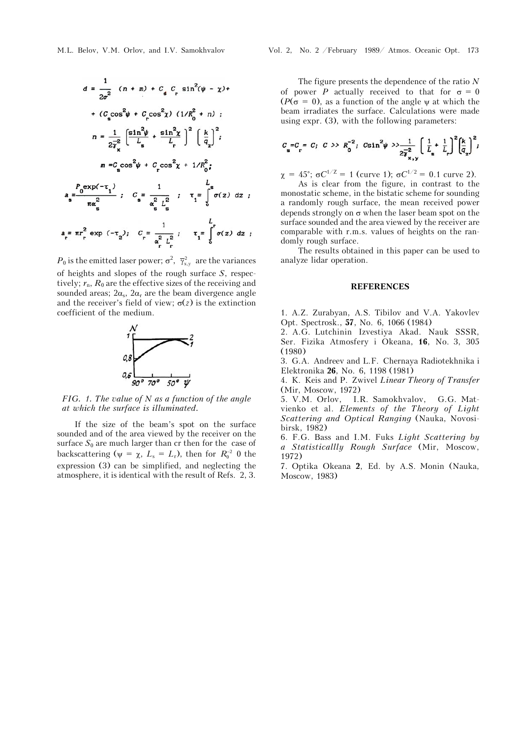$$d = \frac{1}{2\sigma^2}(n + m) + C_s C_r \sin^2(\psi - \chi) +$$

$$+ (C_s \cos^2\psi + C_r \cos^2\chi)(1/R_0^2 + n) ;$$

$$n = \frac{1}{2\bar{\gamma}_x^2}\left[\frac{\sin^2\psi}{L_s} + \frac{\sin^2\chi}{L_r}\right]^2 \left(\frac{k}{q_z}\right)^2 ;$$

$$m = C_s \cos^2\psi + C_r \cos^2\chi + 1/R_0^2 ;$$

$$a_s = \frac{P_0 \exp(-\tau_1)}{\pi\alpha_s^2} ; \quad C_s = \frac{1}{\alpha_s^2 L_s^2} ; \quad \tau_1 = \int_0^{L_s} \sigma(z)\, dz ;$$

$$a_r = \pi r_r^2 \exp(-\tau_2); \quad C_r = \frac{1}{\alpha_r^2 L_r^2} ; \quad \tau_1 = \int_0^{L_r} \sigma(z)\, dz ;$$

$P_0$ is the emitted laser power; $\sigma^2$, $\bar{\gamma}_{x,y}^2$ are the variances of heights and slopes of the rough surface $S$, respectively; $r_n$, $R_0$ are the effective sizes of the receiving and sounded areas; $2\alpha_s$, $2\alpha_r$ are the beam divergence angle and the receiver's field of view; $\sigma(z)$ is the extinction coefficient of the medium.

N
1
0,8
0,6
90° 70° 50° ψ
2
1

*FIG. 1. The value of N as a function of the angle at which the surface is illuminated.*

If the size of the beam's spot on the surface sounded and of the area viewed by the receiver on the surface $S_0$ are much larger than cr then for the case of backscattering ($\psi = \chi$, $L_s = L_r$), then for $R_0^{-2}$ 0 the expression (3) can be simplified, and neglecting the atmosphere, it is identical with the result of Refs. 2, 3.

The figure presents the dependence of the ratio $N$ of power $P$ actually received to that for $\sigma = 0$ ($P(\sigma = 0)$, as a function of the angle $\psi$ at which the beam irradiates the surface. Calculations were made using expr. (3), with the following parameters:

$$C_s = C_r = C; \; C >> R_0^{-2}; \; C\sin^2\psi >> \frac{1}{2\bar{\gamma}_{x,y}^2}\left[\frac{1}{L_s} + \frac{1}{L_r}\right]^2 \left(\frac{k}{q_z}\right)^2 ;$$

$\chi = 45°$; $\sigma C^{1/Z} = 1$ (curve 1); $\sigma C^{1/2} = 0.1$ curve 2).

As is clear from the figure, in contrast to the monostatic scheme, in the bistatic scheme for sounding a randomly rough surface, the mean received power depends strongly on $\sigma$ when the laser beam spot on the surface sounded and the area viewed by the receiver are comparable with r.m.s. values of heights on the randomly rough surface.

The results obtained in this paper can be used to analyze lidar operation.

## REFERENCES

1. A.Z. Zurabyan, A.S. Tibilov and V.A. Yakovlev Opt. Spectrosk., **57**, No. 6, 1066 (1984)
2. A.G. Lutchinin Izvestiya Akad. Nauk SSSR, Ser. Fizika Atmosfery i Okeana, **16**, No. 3, 305 (1980)
3. G.A. Andreev and L.F. Chernaya Radiotekhnika i Elektronika **26**, No. 6, 1198 (1981)
4. K. Keis and P. Zwivel *Linear Theory of Transfer* (Mir, Moscow, 1972)
5. V.M. Orlov, I.R. Samokhvalov, G.G. Matvienko et al. *Elements of the Theory of Light Scattering and Optical Ranging* (Nauka, Novosibirsk, 1982)
6. F.G. Bass and I.M. Fuks *Light Scattering by a Statisticallly Rough Surface* (Mir, Moscow, 1972)
7. Optika Okeana **2**, Ed. by A.S. Monin (Nauka, Moscow, 1983)